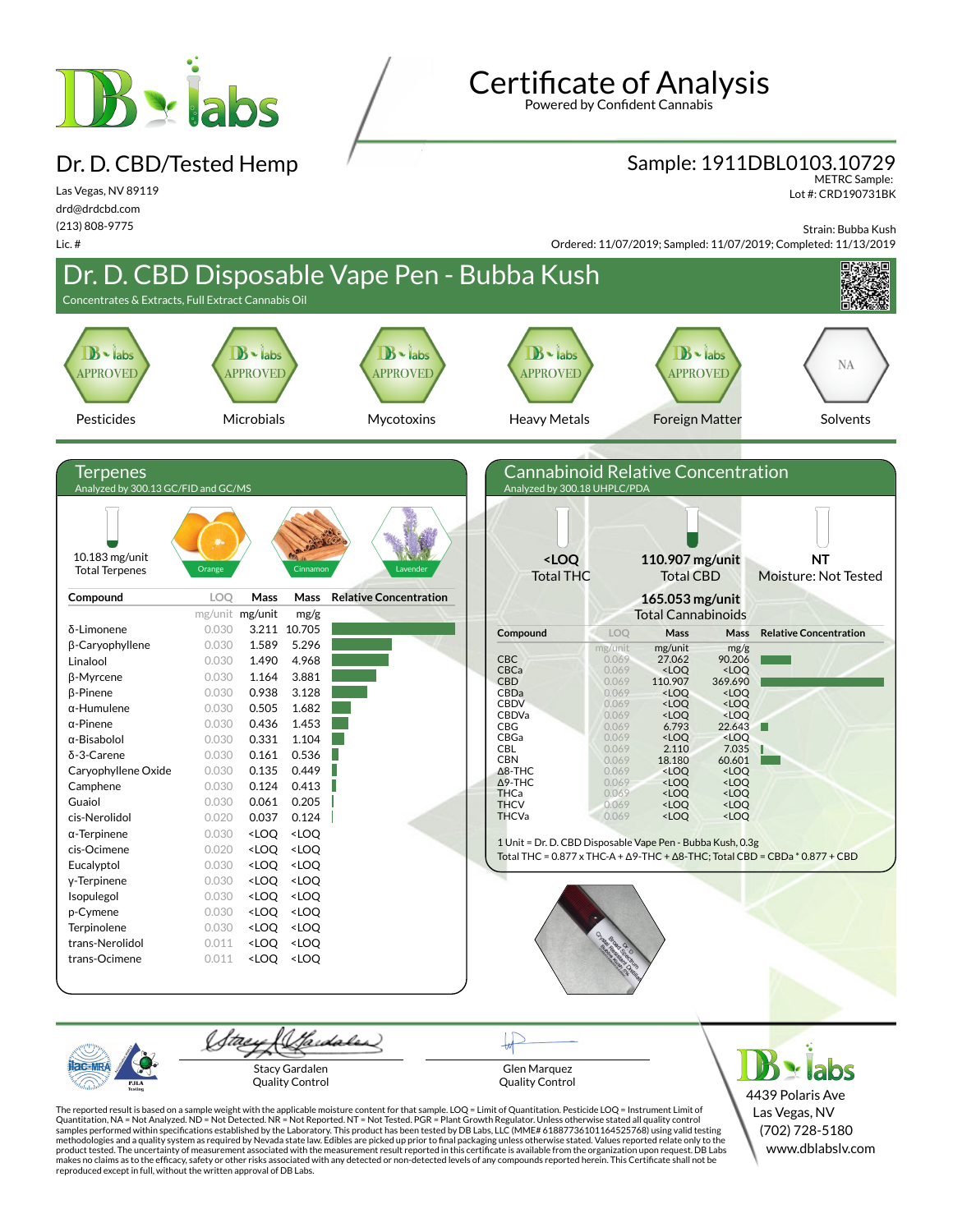# Certificate of Analysis

Powered by Confident Cannabis

## Dr. D. CBD/Tested Hemp

Las Vegas, NV 89119
drd@drdcbd.com
(213) 808-9775
Lic. #

**Sample: 1911DBL0103.10729**
METRC Sample:
Lot #: CRD190731BK

Strain: Bubba Kush
Ordered: 11/07/2019; Sampled: 11/07/2019; Completed: 11/13/2019

# Dr. D. CBD Disposable Vape Pen - Bubba Kush

Concentrates & Extracts, Full Extract Cannabis Oil

| Pesticides | Microbials | Mycotoxins | Heavy Metals | Foreign Matter | Solvents |
|---|---|---|---|---|---|
| APPROVED | APPROVED | APPROVED | APPROVED | APPROVED | NA |

## Terpenes

Analyzed by 300.13 GC/FID and GC/MS

10.183 mg/unit
Total Terpenes

Orange · Cinnamon · Lavender

| Compound | LOQ | Mass | Mass |
|---|---|---|---|
| | mg/unit | mg/unit | mg/g |
| δ-Limonene | 0.030 | 3.211 | 10.705 |
| β-Caryophyllene | 0.030 | 1.589 | 5.296 |
| Linalool | 0.030 | 1.490 | 4.968 |
| β-Myrcene | 0.030 | 1.164 | 3.881 |
| β-Pinene | 0.030 | 0.938 | 3.128 |
| α-Humulene | 0.030 | 0.505 | 1.682 |
| α-Pinene | 0.030 | 0.436 | 1.453 |
| α-Bisabolol | 0.030 | 0.331 | 1.104 |
| δ-3-Carene | 0.030 | 0.161 | 0.536 |
| Caryophyllene Oxide | 0.030 | 0.135 | 0.449 |
| Camphene | 0.030 | 0.124 | 0.413 |
| Guaiol | 0.030 | 0.061 | 0.205 |
| cis-Nerolidol | 0.020 | 0.037 | 0.124 |
| α-Terpinene | 0.030 | <LOQ | <LOQ |
| cis-Ocimene | 0.020 | <LOQ | <LOQ |
| Eucalyptol | 0.030 | <LOQ | <LOQ |
| γ-Terpinene | 0.030 | <LOQ | <LOQ |
| Isopulegol | 0.030 | <LOQ | <LOQ |
| p-Cymene | 0.030 | <LOQ | <LOQ |
| Terpinolene | 0.030 | <LOQ | <LOQ |
| trans-Nerolidol | 0.011 | <LOQ | <LOQ |
| trans-Ocimene | 0.011 | <LOQ | <LOQ |

## Cannabinoid Relative Concentration

Analyzed by 300.18 UHPLC/PDA

**<LOQ** Total THC · **110.907 mg/unit** Total CBD · **NT** Moisture: Not Tested

**165.053 mg/unit** Total Cannabinoids

| Compound | LOQ | Mass | Mass |
|---|---|---|---|
| | mg/unit | mg/unit | mg/g |
| CBC | 0.069 | 27.062 | 90.206 |
| CBCa | 0.069 | <LOQ | <LOQ |
| CBD | 0.069 | 110.907 | 369.690 |
| CBDa | 0.069 | <LOQ | <LOQ |
| CBDV | 0.069 | <LOQ | <LOQ |
| CBDVa | 0.069 | <LOQ | <LOQ |
| CBG | 0.069 | 6.793 | 22.643 |
| CBGa | 0.069 | <LOQ | <LOQ |
| CBL | 0.069 | 2.110 | 7.035 |
| CBN | 0.069 | 18.180 | 60.601 |
| Δ8-THC | 0.069 | <LOQ | <LOQ |
| Δ9-THC | 0.069 | <LOQ | <LOQ |
| THCa | 0.069 | <LOQ | <LOQ |
| THCV | 0.069 | <LOQ | <LOQ |
| THCVa | 0.069 | <LOQ | <LOQ |

1 Unit = Dr. D. CBD Disposable Vape Pen - Bubba Kush, 0.3g
Total THC = 0.877 x THC-A + Δ9-THC + Δ8-THC; Total CBD = CBDa * 0.877 + CBD

Stacy Gardalen
Quality Control

Glen Marquez
Quality Control

DB labs
4439 Polaris Ave
Las Vegas, NV
(702) 728-5180
www.dblabslv.com

The reported result is based on a sample weight with the applicable moisture content for that sample. LOQ = Limit of Quantitation. Pesticide LOQ = Instrument Limit of Quantitation, NA = Not Analyzed. ND = Not Detected. NR = Not Reported. NT = Not Tested. PGR = Plant Growth Regulator. Unless otherwise stated all quality control samples performed within specifications established by the Laboratory. This product has been tested by DB Labs, LLC (MME# 61887736101164525768) using valid testing methodologies and a quality system as required by Nevada state law. Edibles are picked up prior to final packaging unless otherwise stated. Values reported relate only to the product tested. The uncertainty of measurement associated with the measurement result reported in this certificate is available from the organization upon request. DB Labs makes no claims as to the efficacy, safety or other risks associated with any detected or non-detected levels of any compounds reported herein. This Certificate shall not be reproduced except in full, without the written approval of DB Labs.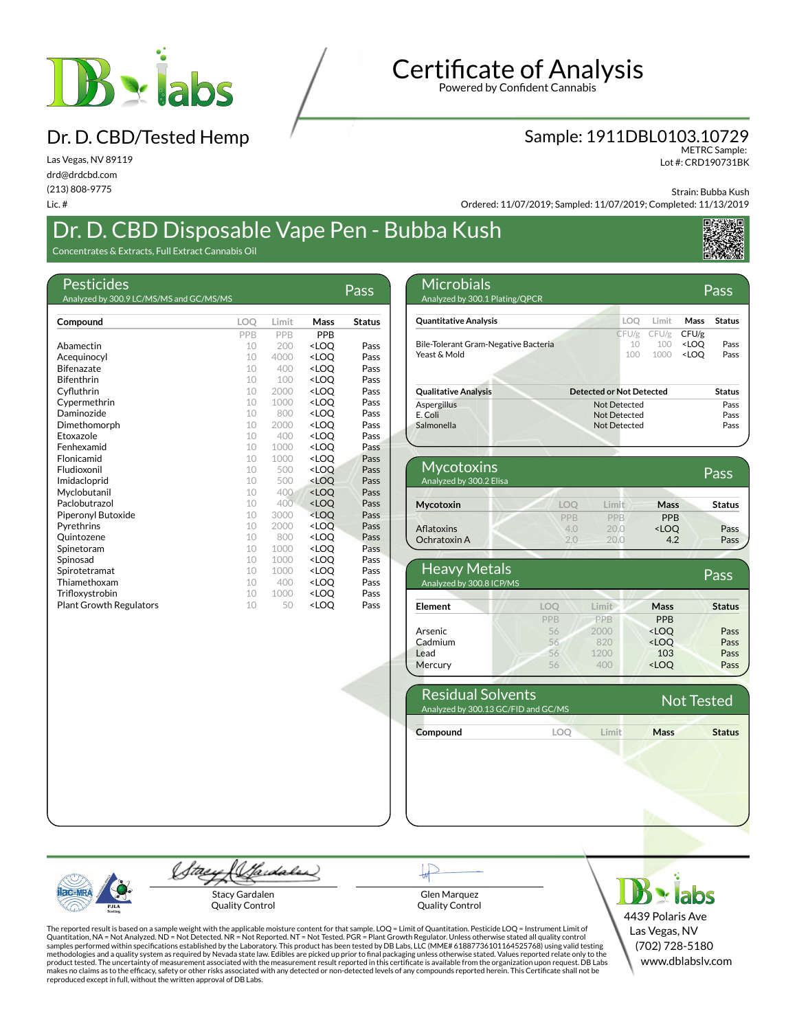# Certificate of Analysis

Powered by Confident Cannabis

## Dr. D. CBD/Tested Hemp

Las Vegas, NV 89119
drd@drdcbd.com
(213) 808-9775
Lic. #

**Sample: 1911DBL0103.10729**
METRC Sample:
Lot #: CRD190731BK

Strain: Bubba Kush
Ordered: 11/07/2019; Sampled: 11/07/2019; Completed: 11/13/2019

# Dr. D. CBD Disposable Vape Pen - Bubba Kush

Concentrates & Extracts, Full Extract Cannabis Oil

## Pesticides — Pass

Analyzed by 300.9 LC/MS/MS and GC/MS/MS

| Compound | LOQ | Limit | Mass | Status |
|---|---|---|---|---|
| | PPB | PPB | PPB | |
| Abamectin | 10 | 200 | <LOQ | Pass |
| Acequinocyl | 10 | 4000 | <LOQ | Pass |
| Bifenazate | 10 | 400 | <LOQ | Pass |
| Bifenthrin | 10 | 100 | <LOQ | Pass |
| Cyfluthrin | 10 | 2000 | <LOQ | Pass |
| Cypermethrin | 10 | 1000 | <LOQ | Pass |
| Daminozide | 10 | 800 | <LOQ | Pass |
| Dimethomorph | 10 | 2000 | <LOQ | Pass |
| Etoxazole | 10 | 400 | <LOQ | Pass |
| Fenhexamid | 10 | 1000 | <LOQ | Pass |
| Flonicamid | 10 | 1000 | <LOQ | Pass |
| Fludioxonil | 10 | 500 | <LOQ | Pass |
| Imidacloprid | 10 | 500 | <LOQ | Pass |
| Myclobutanil | 10 | 400 | <LOQ | Pass |
| Paclobutrazol | 10 | 400 | <LOQ | Pass |
| Piperonyl Butoxide | 10 | 3000 | <LOQ | Pass |
| Pyrethrins | 10 | 2000 | <LOQ | Pass |
| Quintozene | 10 | 800 | <LOQ | Pass |
| Spinetoram | 10 | 1000 | <LOQ | Pass |
| Spinosad | 10 | 1000 | <LOQ | Pass |
| Spirotetramat | 10 | 1000 | <LOQ | Pass |
| Thiamethoxam | 10 | 400 | <LOQ | Pass |
| Trifloxystrobin | 10 | 1000 | <LOQ | Pass |
| Plant Growth Regulators | 10 | 50 | <LOQ | Pass |

## Microbials — Pass

Analyzed by 300.1 Plating/QPCR

| Quantitative Analysis | LOQ | Limit | Mass | Status |
|---|---|---|---|---|
| | CFU/g | CFU/g | CFU/g | |
| Bile-Tolerant Gram-Negative Bacteria | 10 | 100 | <LOQ | Pass |
| Yeast & Mold | 100 | 1000 | <LOQ | Pass |

| Qualitative Analysis | Detected or Not Detected | Status |
|---|---|---|
| Aspergillus | Not Detected | Pass |
| E. Coli | Not Detected | Pass |
| Salmonella | Not Detected | Pass |

## Mycotoxins — Pass

Analyzed by 300.2 Elisa

| Mycotoxin | LOQ | Limit | Mass | Status |
|---|---|---|---|---|
| | PPB | PPB | PPB | |
| Aflatoxins | 4.0 | 20.0 | <LOQ | Pass |
| Ochratoxin A | 2.0 | 20.0 | 4.2 | Pass |

## Heavy Metals — Pass

Analyzed by 300.8 ICP/MS

| Element | LOQ | Limit | Mass | Status |
|---|---|---|---|---|
| | PPB | PPB | PPB | |
| Arsenic | 56 | 2000 | <LOQ | Pass |
| Cadmium | 56 | 820 | <LOQ | Pass |
| Lead | 56 | 1200 | 103 | Pass |
| Mercury | 56 | 400 | <LOQ | Pass |

## Residual Solvents — Not Tested

Analyzed by 300.13 GC/FID and GC/MS

| Compound | LOQ | Limit | Mass | Status |
|---|---|---|---|---|

Stacy Gardalen
Quality Control

Glen Marquez
Quality Control

DB labs
4439 Polaris Ave
Las Vegas, NV
(702) 728-5180
www.dblabslv.com

The reported result is based on a sample weight with the applicable moisture content for that sample. LOQ = Limit of Quantitation. Pesticide LOQ = Instrument Limit of Quantitation, NA = Not Analyzed. ND = Not Detected. NR = Not Reported. NT = Not Tested. PGR = Plant Growth Regulator. Unless otherwise stated all quality control samples performed within specifications established by the Laboratory. This product has been tested by DB Labs, LLC (MME# 61887736101164525768) using valid testing methodologies and a quality system as required by Nevada state law. Edibles are picked up prior to final packaging unless otherwise stated. Values reported relate only to the product tested. The uncertainty of measurement associated with the measurement result reported in this certificate is available from the organization upon request. DB Labs makes no claims as to the efficacy, safety or other risks associated with any detected or non-detected levels of any compounds reported herein. This Certificate shall not be reproduced except in full, without the written approval of DB Labs.